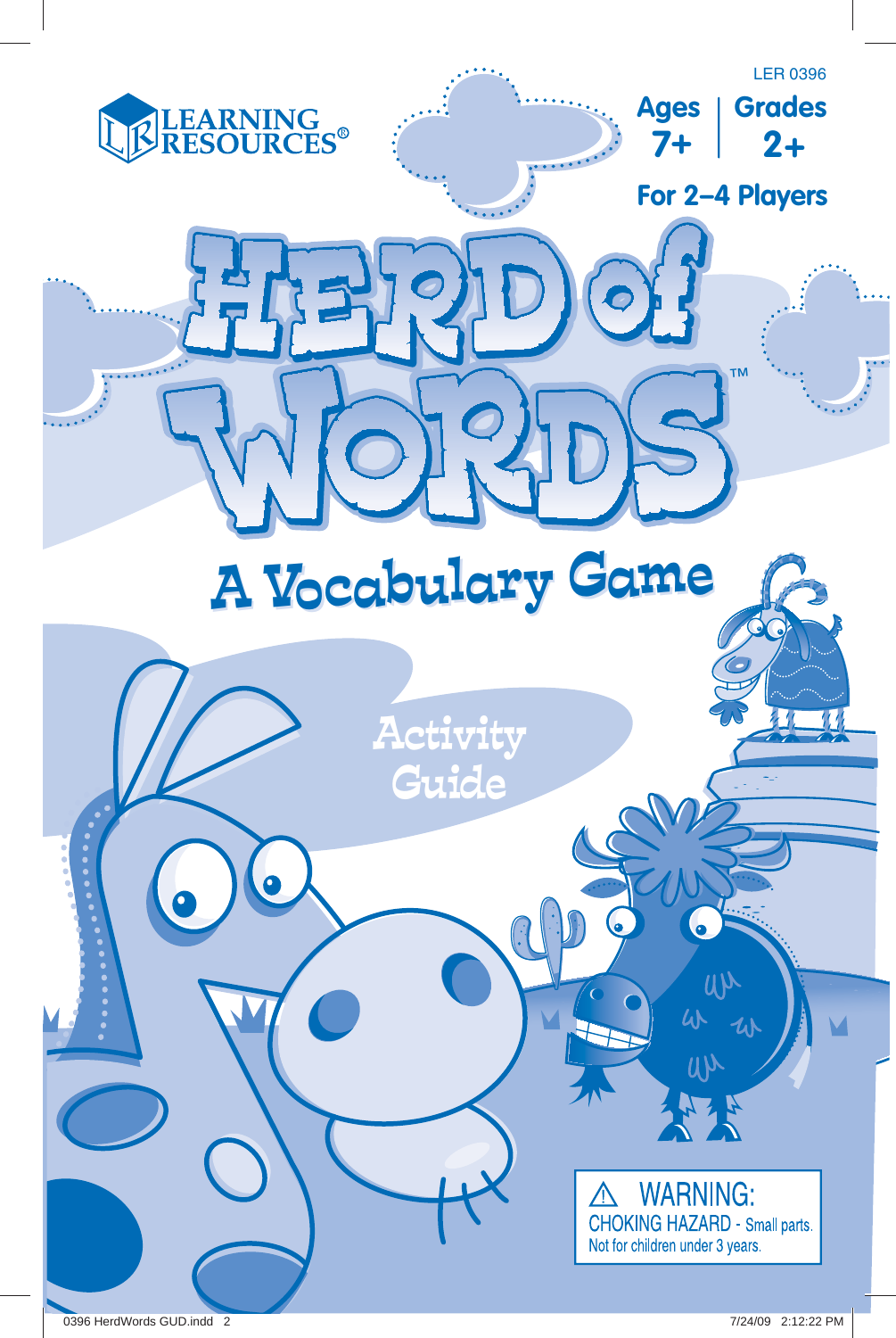LEARNING RESOURCES®

LER 0396

**Ages 7+ | Grades 2+**

**For 2–4 Players**

# HERD of WORDS™

## A Vocabulary Game

### Activity Guide

⚠ WARNING:
CHOKING HAZARD - Small parts.
Not for children under 3 years.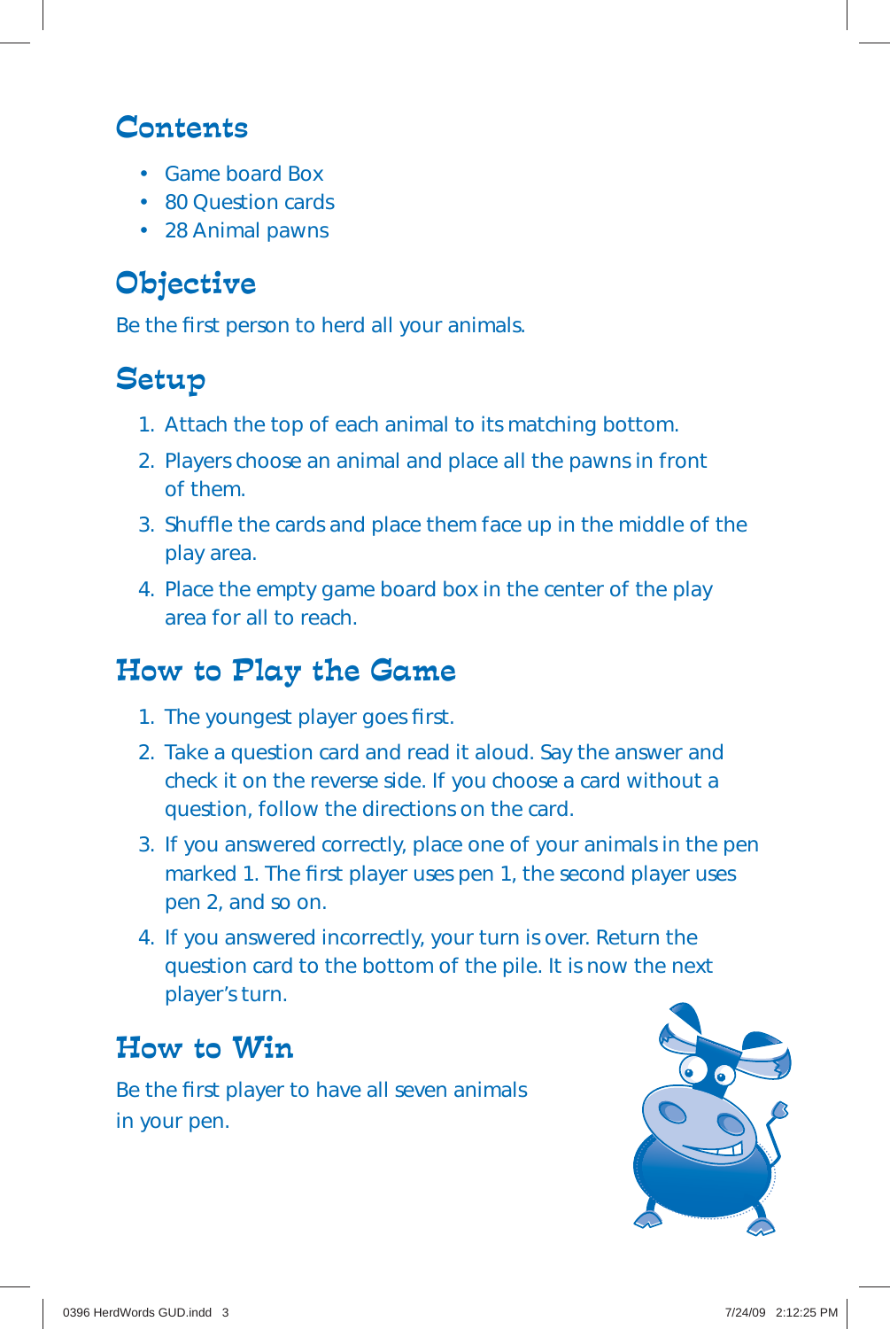## Contents

- Game board Box
- 80 Question cards
- 28 Animal pawns

## Objective

Be the first person to herd all your animals.

## Setup

1. Attach the top of each animal to its matching bottom.
2. Players choose an animal and place all the pawns in front of them.
3. Shuffle the cards and place them face up in the middle of the play area.
4. Place the empty game board box in the center of the play area for all to reach.

## How to Play the Game

1. The youngest player goes first.
2. Take a question card and read it aloud. Say the answer and check it on the reverse side. If you choose a card without a question, follow the directions on the card.
3. If you answered correctly, place one of your animals in the pen marked 1. The first player uses pen 1, the second player uses pen 2, and so on.
4. If you answered incorrectly, your turn is over. Return the question card to the bottom of the pile. It is now the next player's turn.

## How to Win

Be the first player to have all seven animals in your pen.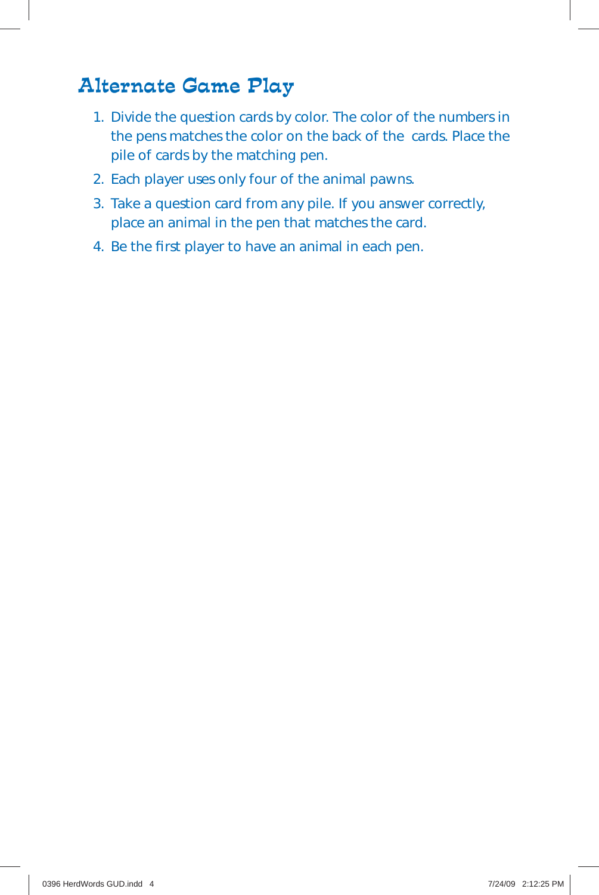## Alternate Game Play

1. Divide the question cards by color. The color of the numbers in the pens matches the color on the back of the cards. Place the pile of cards by the matching pen.
2. Each player uses only four of the animal pawns.
3. Take a question card from any pile. If you answer correctly, place an animal in the pen that matches the card.
4. Be the first player to have an animal in each pen.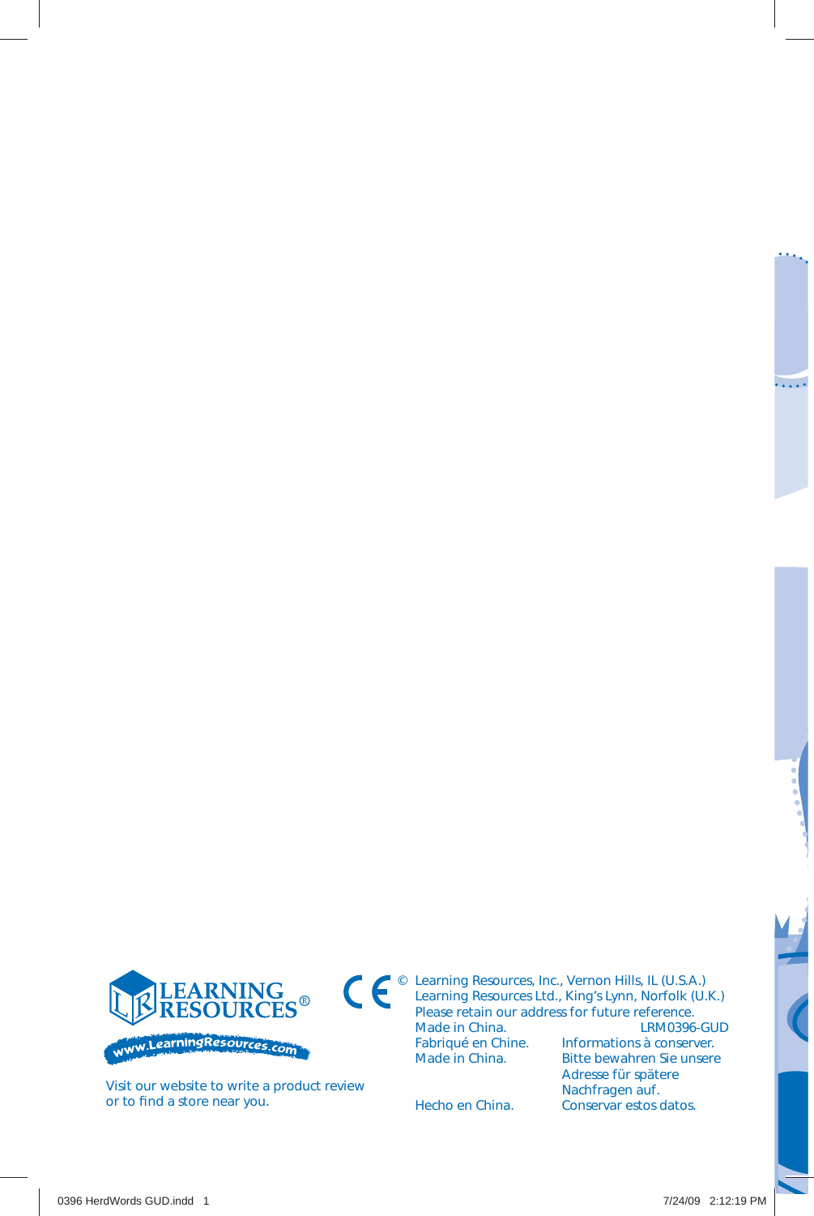LEARNING RESOURCES®

www.LearningResources.com

Visit our website to write a product review or to find a store near you.

© Learning Resources, Inc., Vernon Hills, IL (U.S.A.)
Learning Resources Ltd., King's Lynn, Norfolk (U.K.)
Please retain our address for future reference.
Made in China. LRM0396-GUD

Fabriqué en Chine. Informations à conserver.

Made in China. Bitte bewahren Sie unsere Adresse für spätere Nachfragen auf.

Hecho en China. Conservar estos datos.